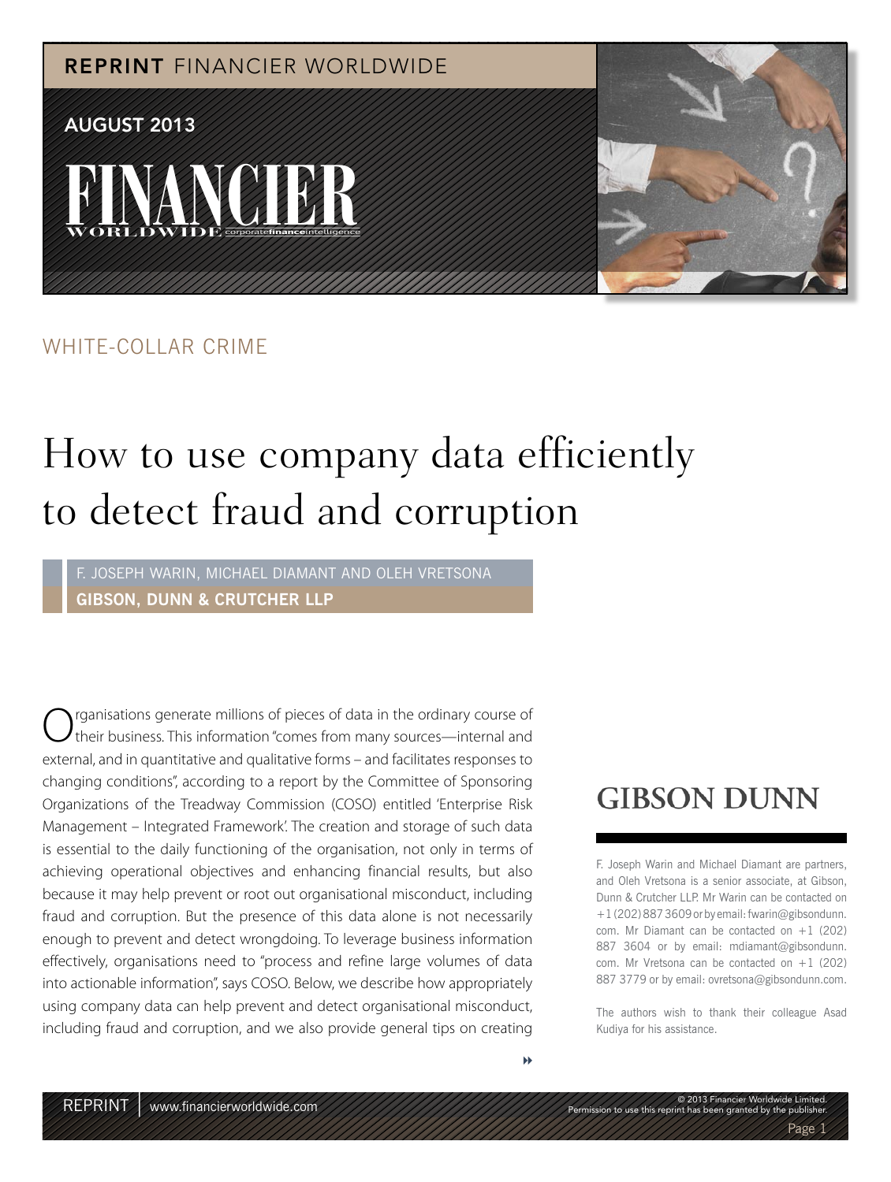REPRINT FINANCIER WORLDWIDE

AUGUST 2013

WHITE-COLLAR CRIME

# How to use company data efficiently to detect fraud and corruption

F. JOSEPH WARIN, MICHAEL DIAMANT AND OLEH VRETSONA

**GIBSON, DUNN & CRUTCHER LLP**

Organisations generate millions of pieces of data in the ordinary course of their business. This information "comes from many sources—internal and external, and in quantitative and qualitative forms – and facilitates responses to changing conditions", according to a report by the Committee of Sponsoring Organizations of the Treadway Commission (COSO) entitled 'Enterprise Risk Management – Integrated Framework'. The creation and storage of such data is essential to the daily functioning of the organisation, not only in terms of achieving operational objectives and enhancing financial results, but also because it may help prevent or root out organisational misconduct, including fraud and corruption. But the presence of this data alone is not necessarily enough to prevent and detect wrongdoing. To leverage business information effectively, organisations need to "process and refine large volumes of data into actionable information", says COSO. Below, we describe how appropriately using company data can help prevent and detect organisational misconduct, including fraud and corruption, and we also provide general tips on creating

**GIBSON DUNN**

F. Joseph Warin and Michael Diamant are partners, and Oleh Vretsona is a senior associate, at Gibson, Dunn & Crutcher LLP. Mr Warin can be contacted on +1 (202) 887 3609 or by email: fwarin@gibsondunn.com. Mr Diamant can be contacted on +1 (202) 887 3604 or by email: mdiamant@gibsondunn.com. Mr Vretsona can be contacted on +1 (202) 887 3779 or by email: ovretsona@gibsondunn.com.

The authors wish to thank their colleague Asad Kudiya for his assistance.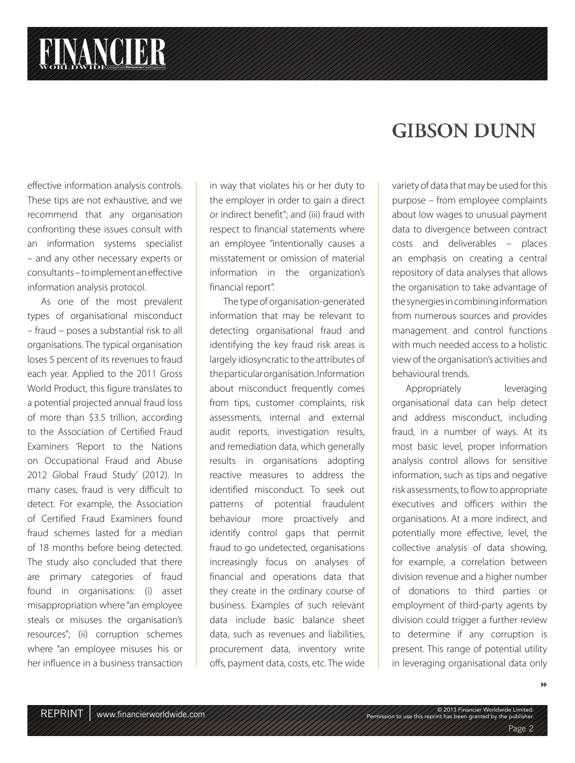effective information analysis controls. These tips are not exhaustive, and we recommend that any organisation confronting these issues consult with an information systems specialist – and any other necessary experts or consultants – to implement an effective information analysis protocol.

As one of the most prevalent types of organisational misconduct – fraud – poses a substantial risk to all organisations. The typical organisation loses 5 percent of its revenues to fraud each year. Applied to the 2011 Gross World Product, this figure translates to a potential projected annual fraud loss of more than $3.5 trillion, according to the Association of Certified Fraud Examiners 'Report to the Nations on Occupational Fraud and Abuse 2012 Global Fraud Study' (2012). In many cases, fraud is very difficult to detect. For example, the Association of Certified Fraud Examiners found fraud schemes lasted for a median of 18 months before being detected. The study also concluded that there are primary categories of fraud found in organisations: (i) asset misappropriation where "an employee steals or misuses the organisation's resources"; (ii) corruption schemes where "an employee misuses his or her influence in a business transaction in way that violates his or her duty to the employer in order to gain a direct or indirect benefit"; and (iii) fraud with respect to financial statements where an employee "intentionally causes a misstatement or omission of material information in the organization's financial report".

The type of organisation-generated information that may be relevant to detecting organisational fraud and identifying the key fraud risk areas is largely idiosyncratic to the attributes of the particular organisation. Information about misconduct frequently comes from tips, customer complaints, risk assessments, internal and external audit reports, investigation results, and remediation data, which generally results in organisations adopting reactive measures to address the identified misconduct. To seek out patterns of potential fraudulent behaviour more proactively and identify control gaps that permit fraud to go undetected, organisations increasingly focus on analyses of financial and operations data that they create in the ordinary course of business. Examples of such relevant data include basic balance sheet data, such as revenues and liabilities, procurement data, inventory write offs, payment data, costs, etc. The wide variety of data that may be used for this purpose – from employee complaints about low wages to unusual payment data to divergence between contract costs and deliverables – places an emphasis on creating a central repository of data analyses that allows the organisation to take advantage of the synergies in combining information from numerous sources and provides management and control functions with much needed access to a holistic view of the organisation's activities and behavioural trends.

Appropriately leveraging organisational data can help detect and address misconduct, including fraud, in a number of ways. At its most basic level, proper information analysis control allows for sensitive information, such as tips and negative risk assessments, to flow to appropriate executives and officers within the organisations. At a more indirect, and potentially more effective, level, the collective analysis of data showing, for example, a correlation between division revenue and a higher number of donations to third parties or employment of third-party agents by division could trigger a further review to determine if any corruption is present. This range of potential utility in leveraging organisational data only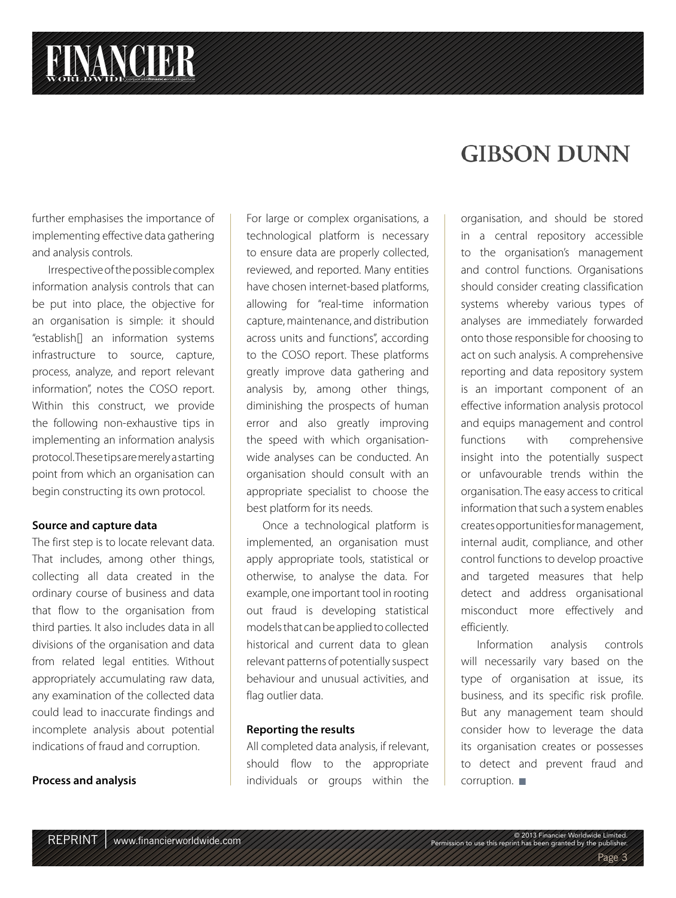further emphasises the importance of implementing effective data gathering and analysis controls.

Irrespective of the possible complex information analysis controls that can be put into place, the objective for an organisation is simple: it should "establish[] an information systems infrastructure to source, capture, process, analyze, and report relevant information", notes the COSO report. Within this construct, we provide the following non-exhaustive tips in implementing an information analysis protocol. These tips are merely a starting point from which an organisation can begin constructing its own protocol.

**Source and capture data**

The first step is to locate relevant data. That includes, among other things, collecting all data created in the ordinary course of business and data that flow to the organisation from third parties. It also includes data in all divisions of the organisation and data from related legal entities. Without appropriately accumulating raw data, any examination of the collected data could lead to inaccurate findings and incomplete analysis about potential indications of fraud and corruption.

**Process and analysis**

For large or complex organisations, a technological platform is necessary to ensure data are properly collected, reviewed, and reported. Many entities have chosen internet-based platforms, allowing for "real-time information capture, maintenance, and distribution across units and functions", according to the COSO report. These platforms greatly improve data gathering and analysis by, among other things, diminishing the prospects of human error and also greatly improving the speed with which organisation-wide analyses can be conducted. An organisation should consult with an appropriate specialist to choose the best platform for its needs.

Once a technological platform is implemented, an organisation must apply appropriate tools, statistical or otherwise, to analyse the data. For example, one important tool in rooting out fraud is developing statistical models that can be applied to collected historical and current data to glean relevant patterns of potentially suspect behaviour and unusual activities, and flag outlier data.

**Reporting the results**

All completed data analysis, if relevant, should flow to the appropriate individuals or groups within the organisation, and should be stored in a central repository accessible to the organisation's management and control functions. Organisations should consider creating classification systems whereby various types of analyses are immediately forwarded onto those responsible for choosing to act on such analysis. A comprehensive reporting and data repository system is an important component of an effective information analysis protocol and equips management and control functions with comprehensive insight into the potentially suspect or unfavourable trends within the organisation. The easy access to critical information that such a system enables creates opportunities for management, internal audit, compliance, and other control functions to develop proactive and targeted measures that help detect and address organisational misconduct more effectively and efficiently.

Information analysis controls will necessarily vary based on the type of organisation at issue, its business, and its specific risk profile. But any management team should consider how to leverage the data its organisation creates or possesses to detect and prevent fraud and corruption. ■